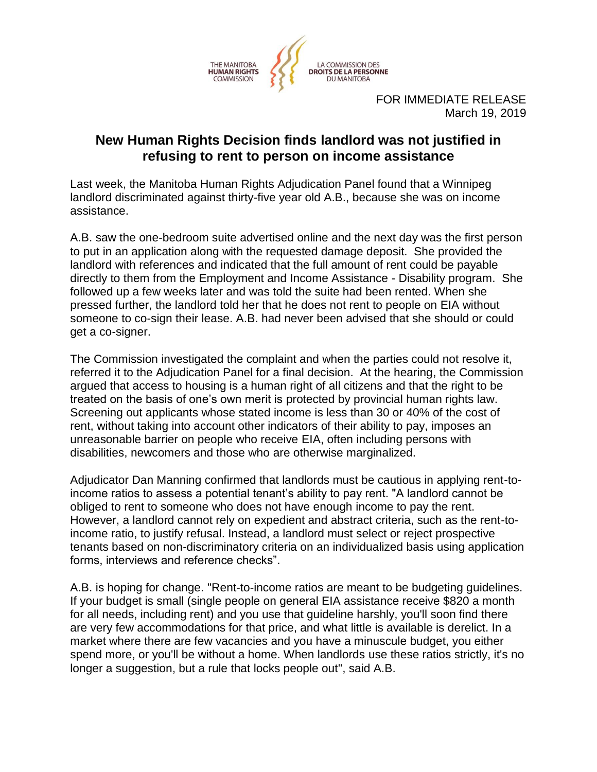THE MANITOBA **HUMAN RIGHTS** COMMISSION

LA COMMISSION DES **DROITS DE LA PERSONNE** DU MANITOBA

FOR IMMEDIATE RELEASE
March 19, 2019

# New Human Rights Decision finds landlord was not justified in refusing to rent to person on income assistance

Last week, the Manitoba Human Rights Adjudication Panel found that a Winnipeg landlord discriminated against thirty-five year old A.B., because she was on income assistance.

A.B. saw the one-bedroom suite advertised online and the next day was the first person to put in an application along with the requested damage deposit. She provided the landlord with references and indicated that the full amount of rent could be payable directly to them from the Employment and Income Assistance - Disability program. She followed up a few weeks later and was told the suite had been rented. When she pressed further, the landlord told her that he does not rent to people on EIA without someone to co-sign their lease. A.B. had never been advised that she should or could get a co-signer.

The Commission investigated the complaint and when the parties could not resolve it, referred it to the Adjudication Panel for a final decision. At the hearing, the Commission argued that access to housing is a human right of all citizens and that the right to be treated on the basis of one's own merit is protected by provincial human rights law. Screening out applicants whose stated income is less than 30 or 40% of the cost of rent, without taking into account other indicators of their ability to pay, imposes an unreasonable barrier on people who receive EIA, often including persons with disabilities, newcomers and those who are otherwise marginalized.

Adjudicator Dan Manning confirmed that landlords must be cautious in applying rent-to-income ratios to assess a potential tenant's ability to pay rent. "A landlord cannot be obliged to rent to someone who does not have enough income to pay the rent. However, a landlord cannot rely on expedient and abstract criteria, such as the rent-to-income ratio, to justify refusal. Instead, a landlord must select or reject prospective tenants based on non-discriminatory criteria on an individualized basis using application forms, interviews and reference checks".

A.B. is hoping for change. "Rent-to-income ratios are meant to be budgeting guidelines. If your budget is small (single people on general EIA assistance receive $820 a month for all needs, including rent) and you use that guideline harshly, you'll soon find there are very few accommodations for that price, and what little is available is derelict. In a market where there are few vacancies and you have a minuscule budget, you either spend more, or you'll be without a home. When landlords use these ratios strictly, it's no longer a suggestion, but a rule that locks people out", said A.B.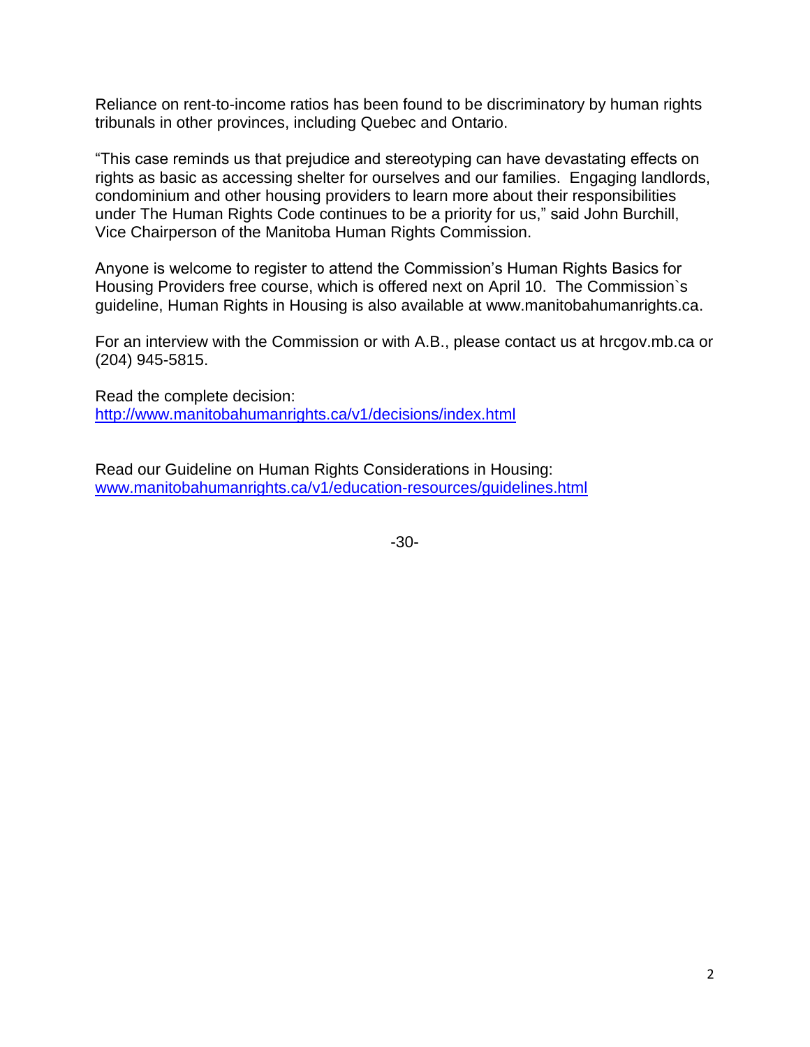Reliance on rent-to-income ratios has been found to be discriminatory by human rights tribunals in other provinces, including Quebec and Ontario.

"This case reminds us that prejudice and stereotyping can have devastating effects on rights as basic as accessing shelter for ourselves and our families. Engaging landlords, condominium and other housing providers to learn more about their responsibilities under The Human Rights Code continues to be a priority for us," said John Burchill, Vice Chairperson of the Manitoba Human Rights Commission.

Anyone is welcome to register to attend the Commission's Human Rights Basics for Housing Providers free course, which is offered next on April 10. The Commission`s guideline, Human Rights in Housing is also available at www.manitobahumanrights.ca.

For an interview with the Commission or with A.B., please contact us at hrcgov.mb.ca or (204) 945-5815.

Read the complete decision:
http://www.manitobahumanrights.ca/v1/decisions/index.html

Read our Guideline on Human Rights Considerations in Housing:
www.manitobahumanrights.ca/v1/education-resources/guidelines.html

-30-